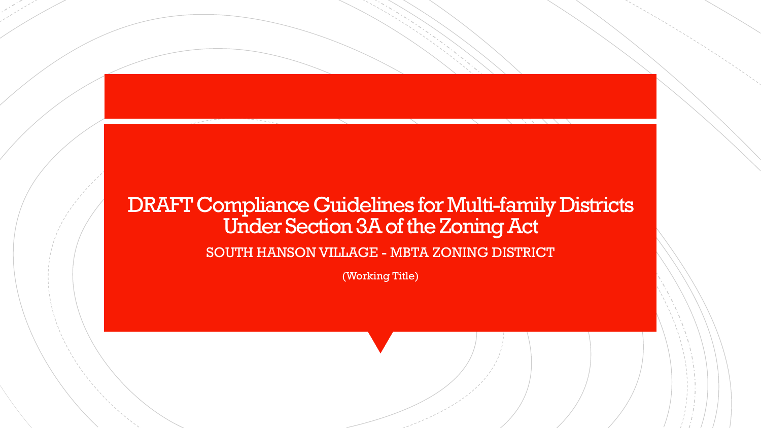# DRAFT Compliance Guidelines for Multi-family Districts Under Section 3A of the Zoning Act

## SOUTH HANSON VILLAGE - MBTA ZONING DISTRICT

(Working Title)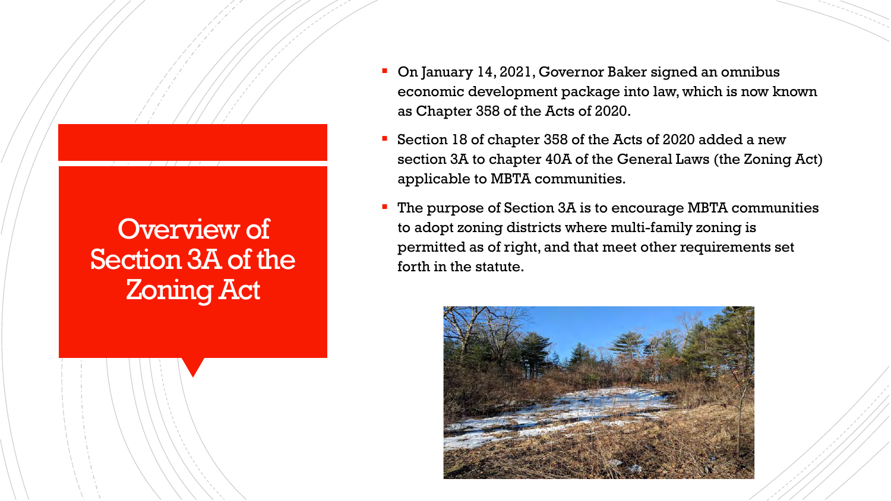# Overview of Section 3A of the Zoning Act

- On January 14, 2021, Governor Baker signed an omnibus economic development package into law, which is now known as Chapter 358 of the Acts of 2020.
- Section 18 of chapter 358 of the Acts of 2020 added a new section 3A to chapter 40A of the General Laws (the Zoning Act) applicable to MBTA communities.
- The purpose of Section 3A is to encourage MBTA communities to adopt zoning districts where multi-family zoning is permitted as of right, and that meet other requirements set forth in the statute.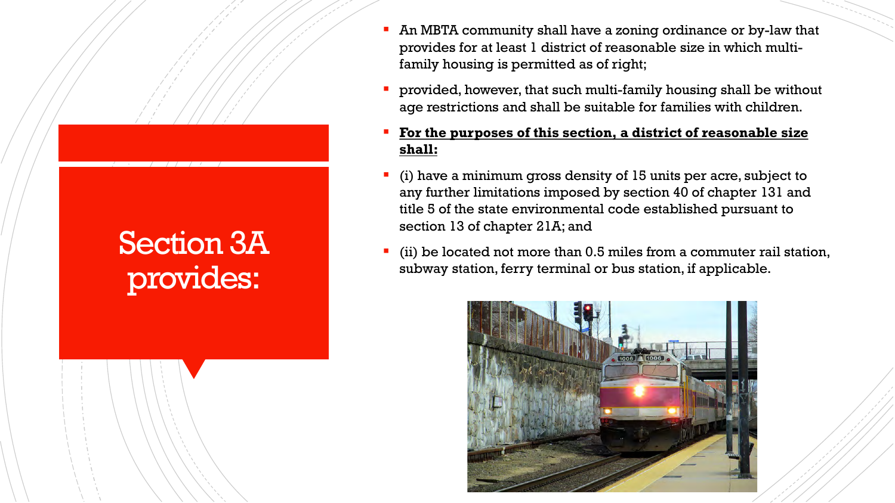# Section 3A provides:

- An MBTA community shall have a zoning ordinance or by-law that provides for at least 1 district of reasonable size in which multi-family housing is permitted as of right;
- provided, however, that such multi-family housing shall be without age restrictions and shall be suitable for families with children.
- **For the purposes of this section, a district of reasonable size shall:**
- (i) have a minimum gross density of 15 units per acre, subject to any further limitations imposed by section 40 of chapter 131 and title 5 of the state environmental code established pursuant to section 13 of chapter 21A; and
- (ii) be located not more than 0.5 miles from a commuter rail station, subway station, ferry terminal or bus station, if applicable.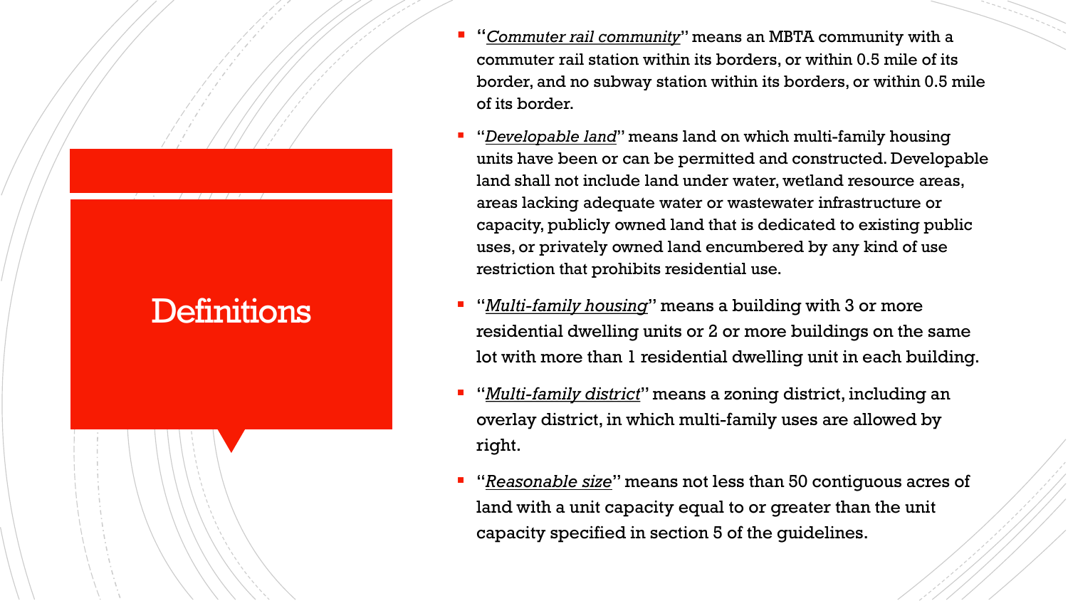# Definitions

- "*Commuter rail community*" means an MBTA community with a commuter rail station within its borders, or within 0.5 mile of its border, and no subway station within its borders, or within 0.5 mile of its border.
- "*Developable land*" means land on which multi-family housing units have been or can be permitted and constructed. Developable land shall not include land under water, wetland resource areas, areas lacking adequate water or wastewater infrastructure or capacity, publicly owned land that is dedicated to existing public uses, or privately owned land encumbered by any kind of use restriction that prohibits residential use.
- "*Multi-family housing*" means a building with 3 or more residential dwelling units or 2 or more buildings on the same lot with more than 1 residential dwelling unit in each building.
- "*Multi-family district*" means a zoning district, including an overlay district, in which multi-family uses are allowed by right.
- "*Reasonable size*" means not less than 50 contiguous acres of land with a unit capacity equal to or greater than the unit capacity specified in section 5 of the guidelines.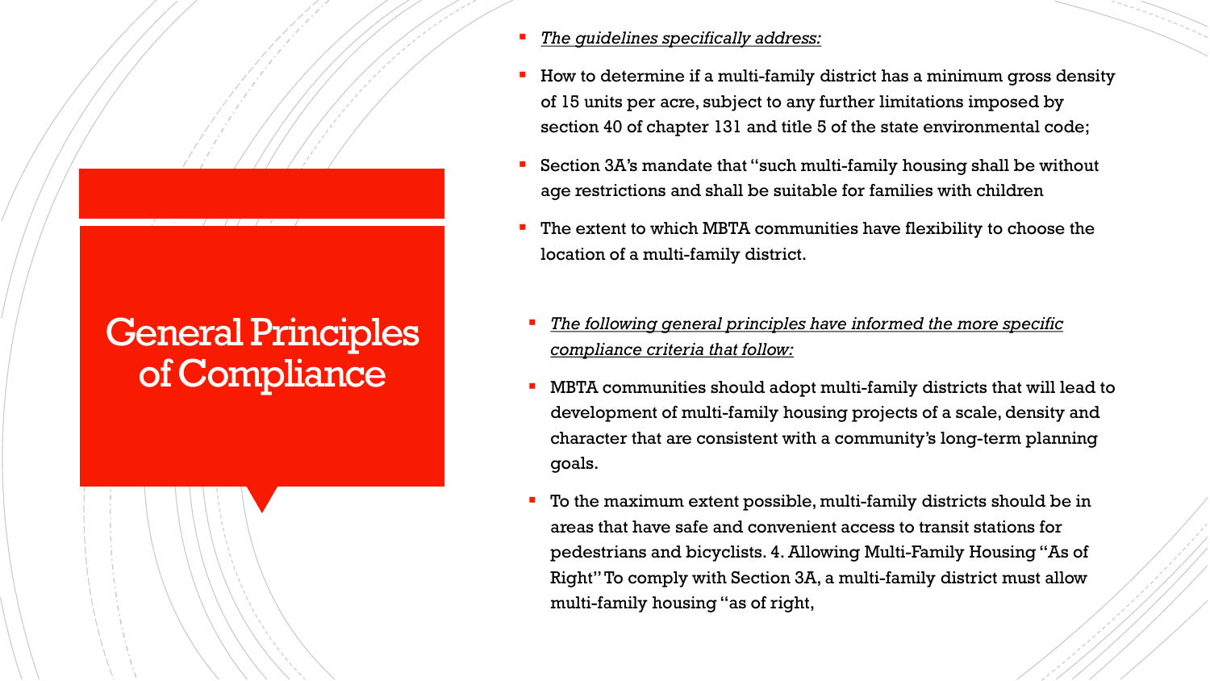# General Principles of Compliance

- *The guidelines specifically address:*
- How to determine if a multi-family district has a minimum gross density of 15 units per acre, subject to any further limitations imposed by section 40 of chapter 131 and title 5 of the state environmental code;
- Section 3A's mandate that "such multi-family housing shall be without age restrictions and shall be suitable for families with children
- The extent to which MBTA communities have flexibility to choose the location of a multi-family district.

- *The following general principles have informed the more specific compliance criteria that follow:*
- MBTA communities should adopt multi-family districts that will lead to development of multi-family housing projects of a scale, density and character that are consistent with a community's long-term planning goals.
- To the maximum extent possible, multi-family districts should be in areas that have safe and convenient access to transit stations for pedestrians and bicyclists. 4. Allowing Multi-Family Housing "As of Right" To comply with Section 3A, a multi-family district must allow multi-family housing "as of right,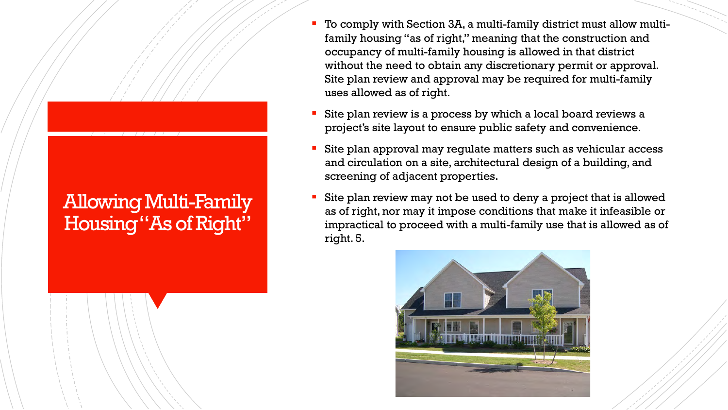# Allowing Multi-Family Housing "As of Right"

- To comply with Section 3A, a multi-family district must allow multi-family housing "as of right," meaning that the construction and occupancy of multi-family housing is allowed in that district without the need to obtain any discretionary permit or approval. Site plan review and approval may be required for multi-family uses allowed as of right.
- Site plan review is a process by which a local board reviews a project's site layout to ensure public safety and convenience.
- Site plan approval may regulate matters such as vehicular access and circulation on a site, architectural design of a building, and screening of adjacent properties.
- Site plan review may not be used to deny a project that is allowed as of right, nor may it impose conditions that make it infeasible or impractical to proceed with a multi-family use that is allowed as of right. 5.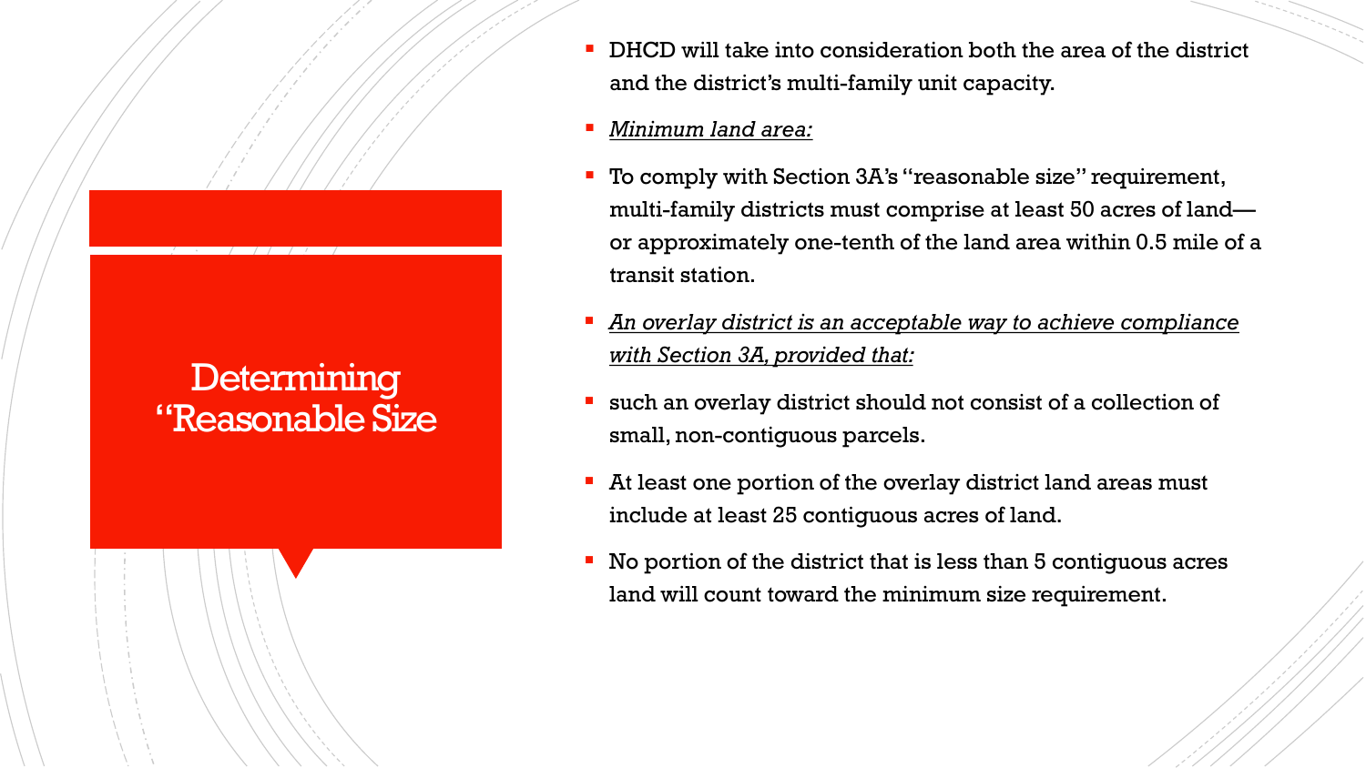# Determining "Reasonable Size

- DHCD will take into consideration both the area of the district and the district's multi-family unit capacity.
- *Minimum land area:*
- To comply with Section 3A's "reasonable size" requirement, multi-family districts must comprise at least 50 acres of land—or approximately one-tenth of the land area within 0.5 mile of a transit station.
- *An overlay district is an acceptable way to achieve compliance with Section 3A, provided that:*
- such an overlay district should not consist of a collection of small, non-contiguous parcels.
- At least one portion of the overlay district land areas must include at least 25 contiguous acres of land.
- No portion of the district that is less than 5 contiguous acres land will count toward the minimum size requirement.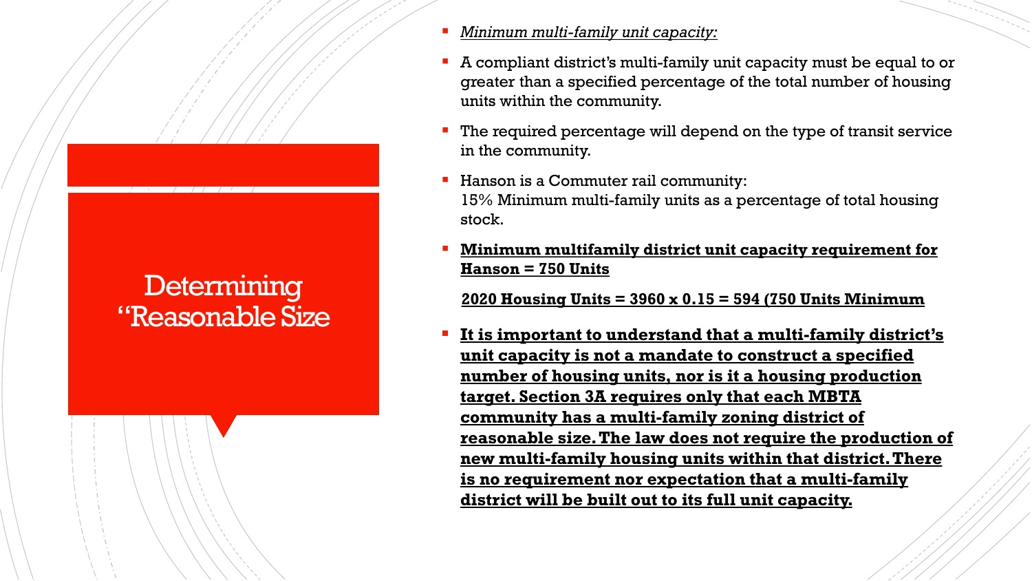# Determining “Reasonable Size

- *Minimum multi-family unit capacity:*
- A compliant district’s multi-family unit capacity must be equal to or greater than a specified percentage of the total number of housing units within the community.
- The required percentage will depend on the type of transit service in the community.
- Hanson is a Commuter rail community:
  15% Minimum multi-family units as a percentage of total housing stock.
- **Minimum multifamily district unit capacity requirement for Hanson = 750 Units**

  **2020 Housing Units = 3960 x 0.15 = 594 (750 Units Minimum**

- **It is important to understand that a multi-family district’s unit capacity is not a mandate to construct a specified number of housing units, nor is it a housing production target. Section 3A requires only that each MBTA community has a multi-family zoning district of reasonable size. The law does not require the production of new multi-family housing units within that district. There is no requirement nor expectation that a multi-family district will be built out to its full unit capacity.**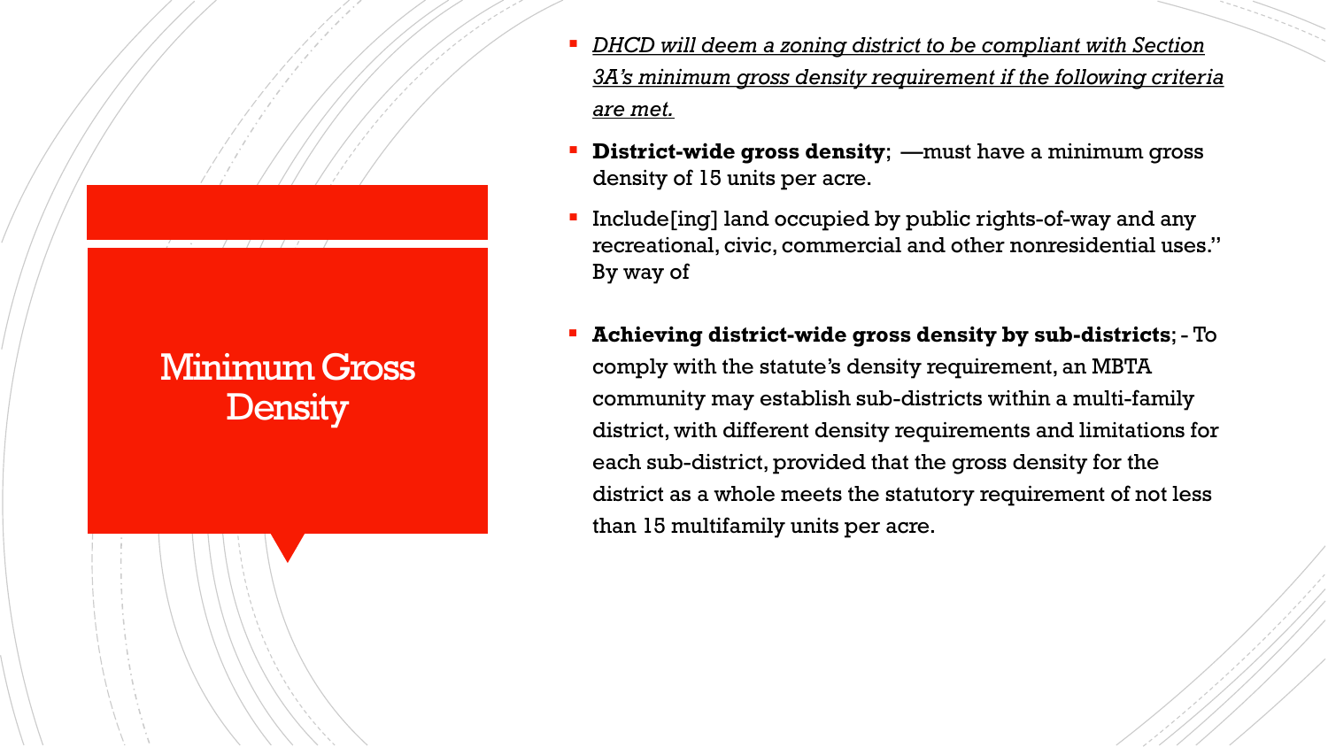# Minimum Gross Density

- *DHCD will deem a zoning district to be compliant with Section 3A's minimum gross density requirement if the following criteria are met.*
- **District-wide gross density**; —must have a minimum gross density of 15 units per acre.
- Include[ing] land occupied by public rights-of-way and any recreational, civic, commercial and other nonresidential uses." By way of
- **Achieving district-wide gross density by sub-districts**; - To comply with the statute's density requirement, an MBTA community may establish sub-districts within a multi-family district, with different density requirements and limitations for each sub-district, provided that the gross density for the district as a whole meets the statutory requirement of not less than 15 multifamily units per acre.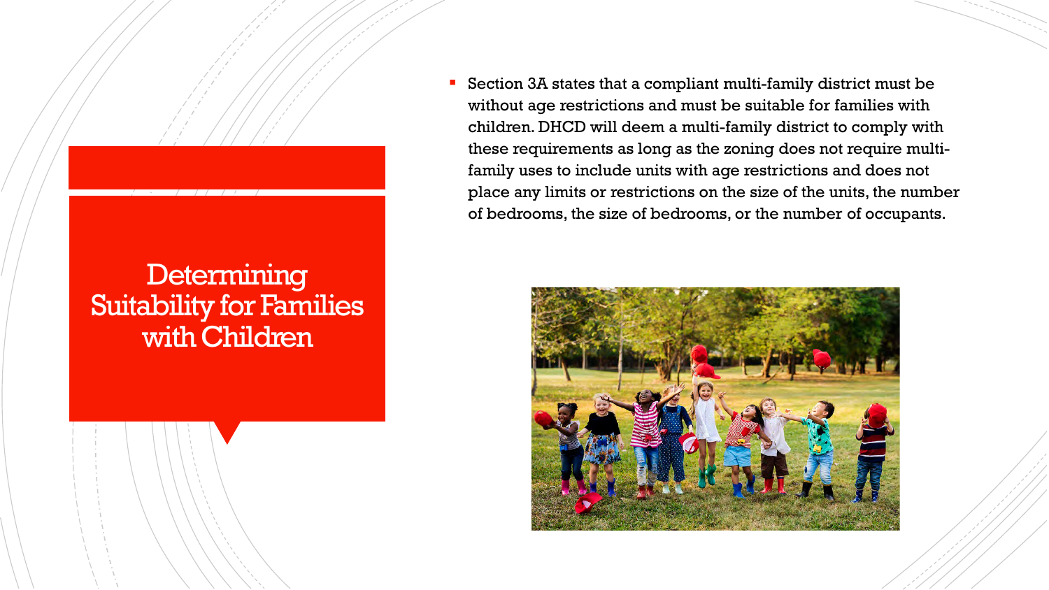# Determining Suitability for Families with Children

- Section 3A states that a compliant multi-family district must be without age restrictions and must be suitable for families with children. DHCD will deem a multi-family district to comply with these requirements as long as the zoning does not require multi-family uses to include units with age restrictions and does not place any limits or restrictions on the size of the units, the number of bedrooms, the size of bedrooms, or the number of occupants.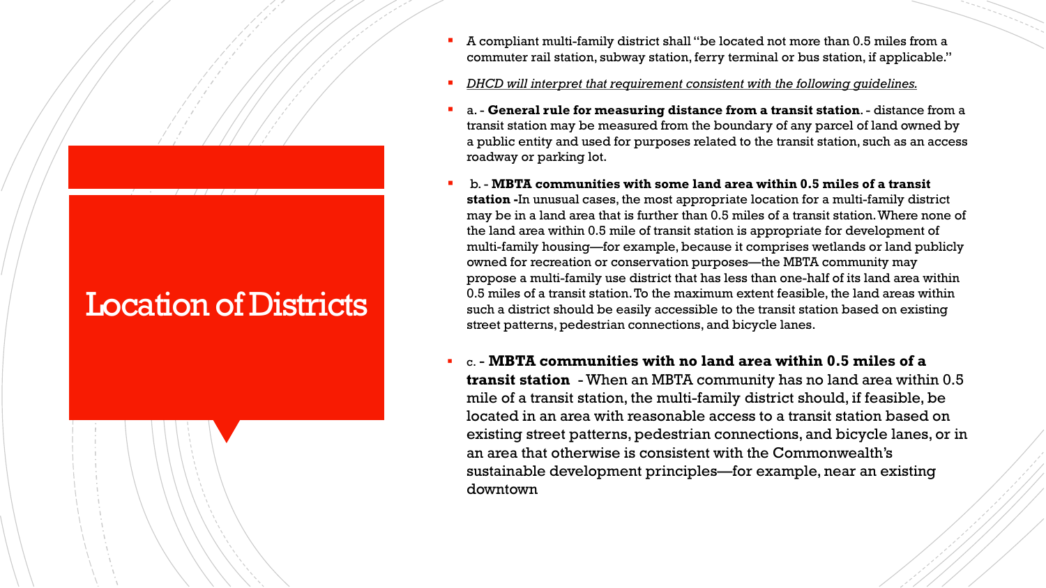# Location of Districts

- A compliant multi-family district shall "be located not more than 0.5 miles from a commuter rail station, subway station, ferry terminal or bus station, if applicable."
- *DHCD will interpret that requirement consistent with the following guidelines.*
- a. - **General rule for measuring distance from a transit station**. - distance from a transit station may be measured from the boundary of any parcel of land owned by a public entity and used for purposes related to the transit station, such as an access roadway or parking lot.
- b. - **MBTA communities with some land area within 0.5 miles of a transit station** -In unusual cases, the most appropriate location for a multi-family district may be in a land area that is further than 0.5 miles of a transit station. Where none of the land area within 0.5 mile of transit station is appropriate for development of multi-family housing—for example, because it comprises wetlands or land publicly owned for recreation or conservation purposes—the MBTA community may propose a multi-family use district that has less than one-half of its land area within 0.5 miles of a transit station. To the maximum extent feasible, the land areas within such a district should be easily accessible to the transit station based on existing street patterns, pedestrian connections, and bicycle lanes.
- c. - **MBTA communities with no land area within 0.5 miles of a transit station** - When an MBTA community has no land area within 0.5 mile of a transit station, the multi-family district should, if feasible, be located in an area with reasonable access to a transit station based on existing street patterns, pedestrian connections, and bicycle lanes, or in an area that otherwise is consistent with the Commonwealth's sustainable development principles—for example, near an existing downtown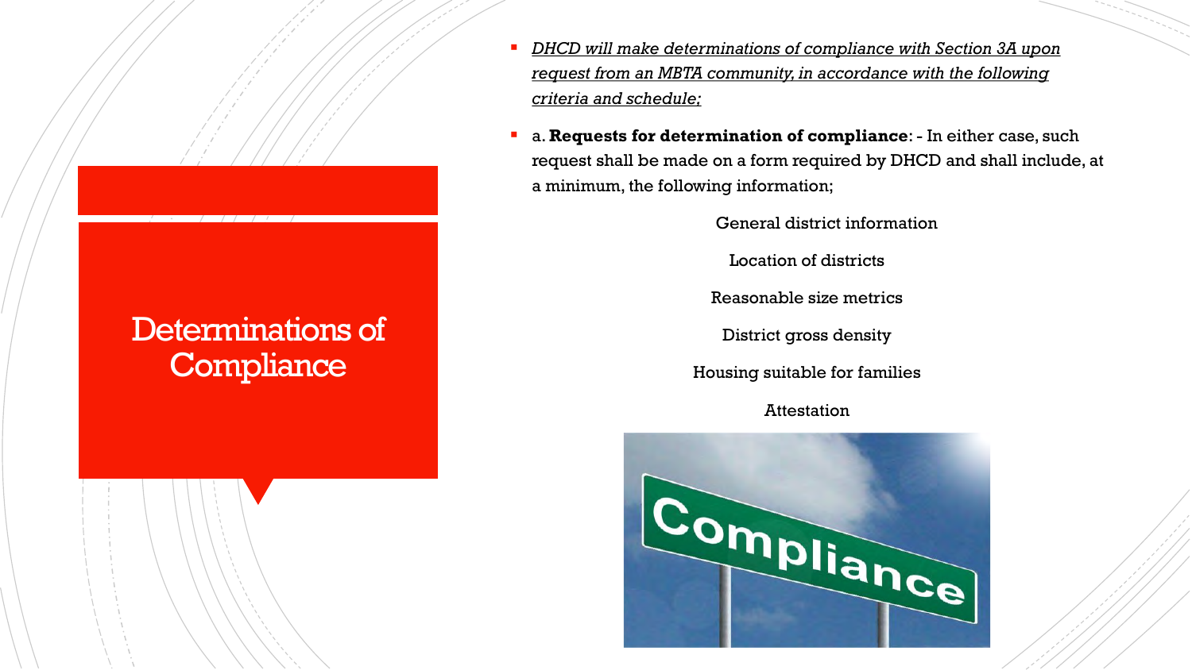# Determinations of Compliance

- *DHCD will make determinations of compliance with Section 3A upon request from an MBTA community, in accordance with the following criteria and schedule;*
- a. **Requests for determination of compliance**: - In either case, such request shall be made on a form required by DHCD and shall include, at a minimum, the following information;

General district information

Location of districts

Reasonable size metrics

District gross density

Housing suitable for families

Attestation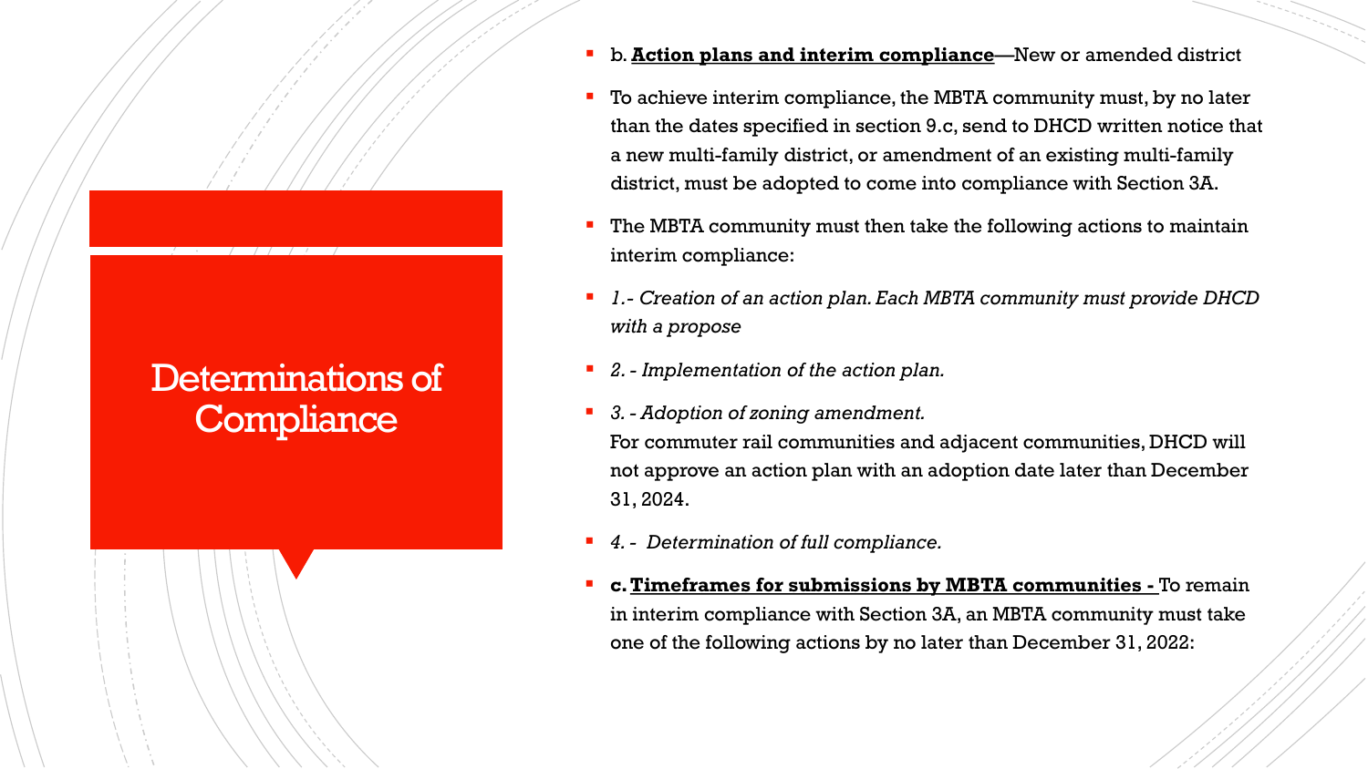# Determinations of Compliance

- b. **Action plans and interim compliance**—New or amended district
- To achieve interim compliance, the MBTA community must, by no later than the dates specified in section 9.c, send to DHCD written notice that a new multi-family district, or amendment of an existing multi-family district, must be adopted to come into compliance with Section 3A.
- The MBTA community must then take the following actions to maintain interim compliance:
- *1.- Creation of an action plan. Each MBTA community must provide DHCD with a propose*
- *2. - Implementation of the action plan.*
- *3. - Adoption of zoning amendment.*
  For commuter rail communities and adjacent communities, DHCD will not approve an action plan with an adoption date later than December 31, 2024.
- *4. - Determination of full compliance.*
- **c. Timeframes for submissions by MBTA communities -** To remain in interim compliance with Section 3A, an MBTA community must take one of the following actions by no later than December 31, 2022: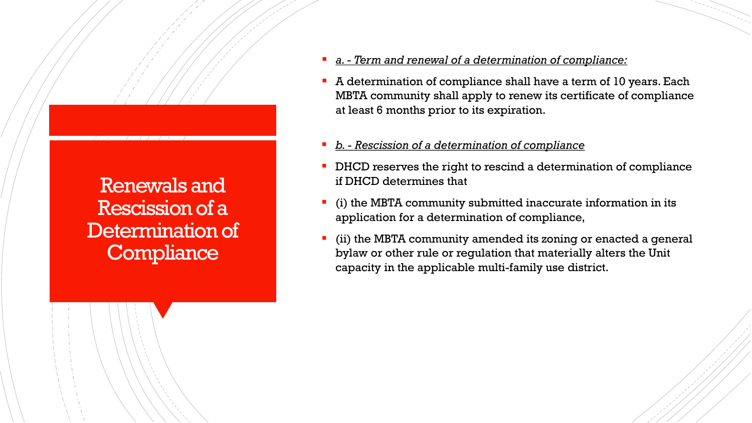# Renewals and Rescission of a Determination of Compliance

- *a. - Term and renewal of a determination of compliance:*
- A determination of compliance shall have a term of 10 years. Each MBTA community shall apply to renew its certificate of compliance at least 6 months prior to its expiration.

- *b. - Rescission of a determination of compliance*
- DHCD reserves the right to rescind a determination of compliance if DHCD determines that
- (i) the MBTA community submitted inaccurate information in its application for a determination of compliance,
- (ii) the MBTA community amended its zoning or enacted a general bylaw or other rule or regulation that materially alters the Unit capacity in the applicable multi-family use district.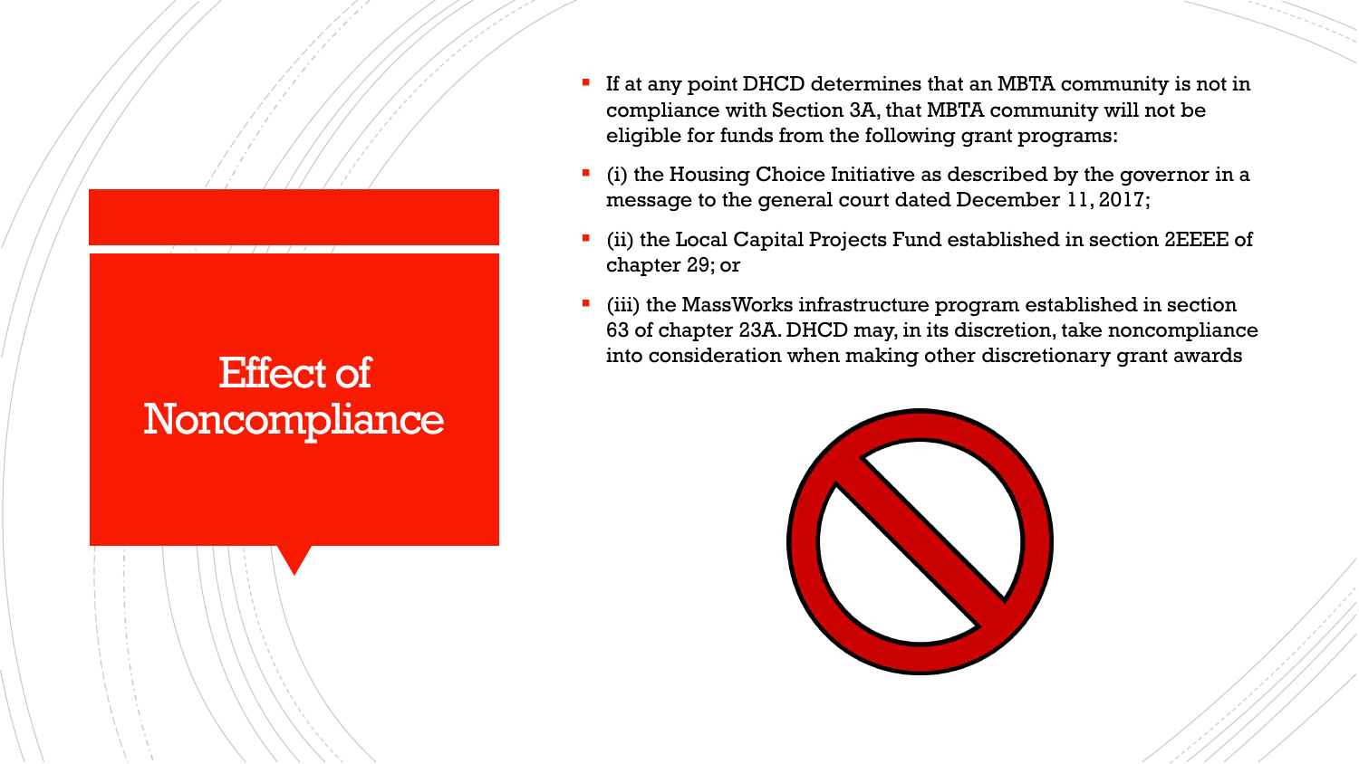# Effect of Noncompliance

- If at any point DHCD determines that an MBTA community is not in compliance with Section 3A, that MBTA community will not be eligible for funds from the following grant programs:
- (i) the Housing Choice Initiative as described by the governor in a message to the general court dated December 11, 2017;
- (ii) the Local Capital Projects Fund established in section 2EEEE of chapter 29; or
- (iii) the MassWorks infrastructure program established in section 63 of chapter 23A. DHCD may, in its discretion, take noncompliance into consideration when making other discretionary grant awards